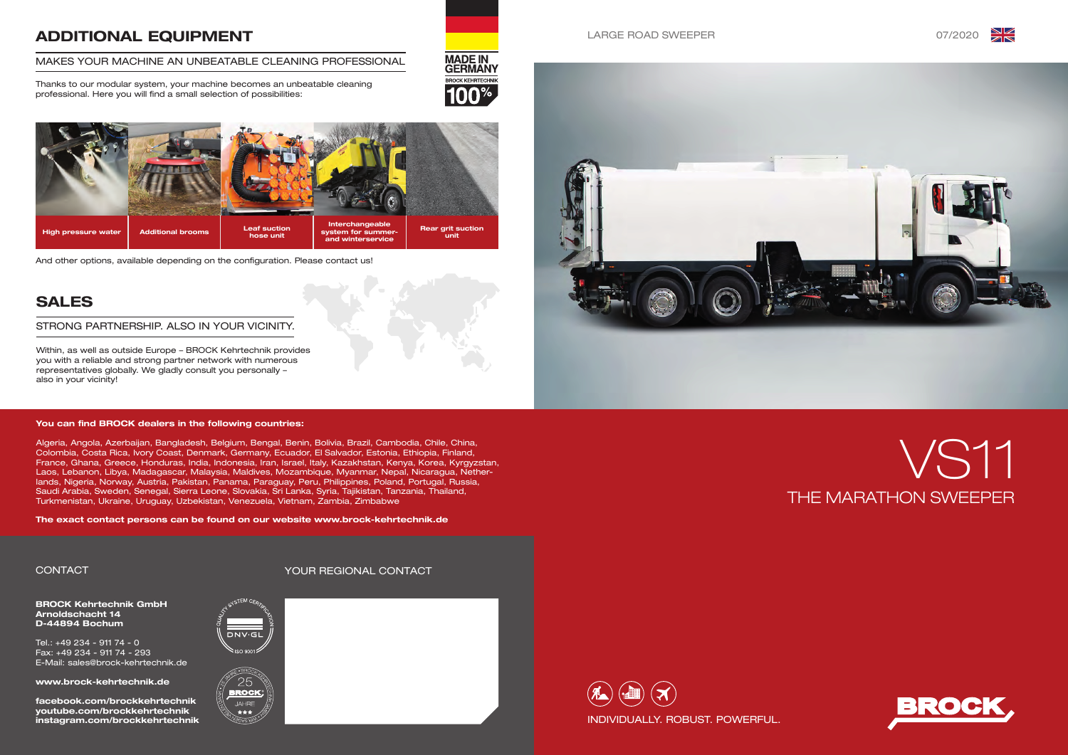## ADDITIONAL EQUIPMENT

MAKES YOUR MACHINE AN UNBEATABLE CLEANING PROFESSIONAL

Thanks to our modular system, your machine becomes an unbeatable cleaning professional. Here you will find a small selection of possibilities:

MADE IN GERMANY
BROCK KEHRTECHNIK 100%

- High pressure water
- Additional brooms
- Leaf suction hose unit
- Interchangeable system for summer- and winterservice
- Rear grit suction unit

And other options, available depending on the configuration. Please contact us!

## SALES

STRONG PARTNERSHIP. ALSO IN YOUR VICINITY.

Within, as well as outside Europe – BROCK Kehrtechnik provides you with a reliable and strong partner network with numerous representatives globally. We gladly consult you personally – also in your vicinity!

**You can find BROCK dealers in the following countries:**

Algeria, Angola, Azerbaijan, Bangladesh, Belgium, Bengal, Benin, Bolivia, Brazil, Cambodia, Chile, China, Colombia, Costa Rica, Ivory Coast, Denmark, Germany, Ecuador, El Salvador, Estonia, Ethiopia, Finland, France, Ghana, Greece, Honduras, India, Indonesia, Iran, Israel, Italy, Kazakhstan, Kenya, Korea, Kyrgyzstan, Laos, Lebanon, Libya, Madagascar, Malaysia, Maldives, Mozambique, Myanmar, Nepal, Nicaragua, Netherlands, Nigeria, Norway, Austria, Pakistan, Panama, Paraguay, Peru, Philippines, Poland, Portugal, Russia, Saudi Arabia, Sweden, Senegal, Sierra Leone, Slovakia, Sri Lanka, Syria, Tajikistan, Tanzania, Thailand, Turkmenistan, Ukraine, Uruguay, Uzbekistan, Venezuela, Vietnam, Zambia, Zimbabwe

**The exact contact persons can be found on our website www.brock-kehrtechnik.de**

CONTACT

**BROCK Kehrtechnik GmbH**
**Arnoldschacht 14**
**D-44894 Bochum**

Tel.: +49 234 - 911 74 - 0
Fax: +49 234 - 911 74 - 293
E-Mail: sales@brock-kehrtechnik.de

**www.brock-kehrtechnik.de**

**facebook.com/brockkehrtechnik**
**youtube.com/brockkehrtechnik**
**instagram.com/brockkehrtechnik**

QUALITY SYSTEM CERTIFICATION DNV·GL ISO 9001

25 JAHRE BROCK

YOUR REGIONAL CONTACT

LARGE ROAD SWEEPER

07/2020

# VS11

THE MARATHON SWEEPER

INDIVIDUALLY. ROBUST. POWERFUL.

BROCK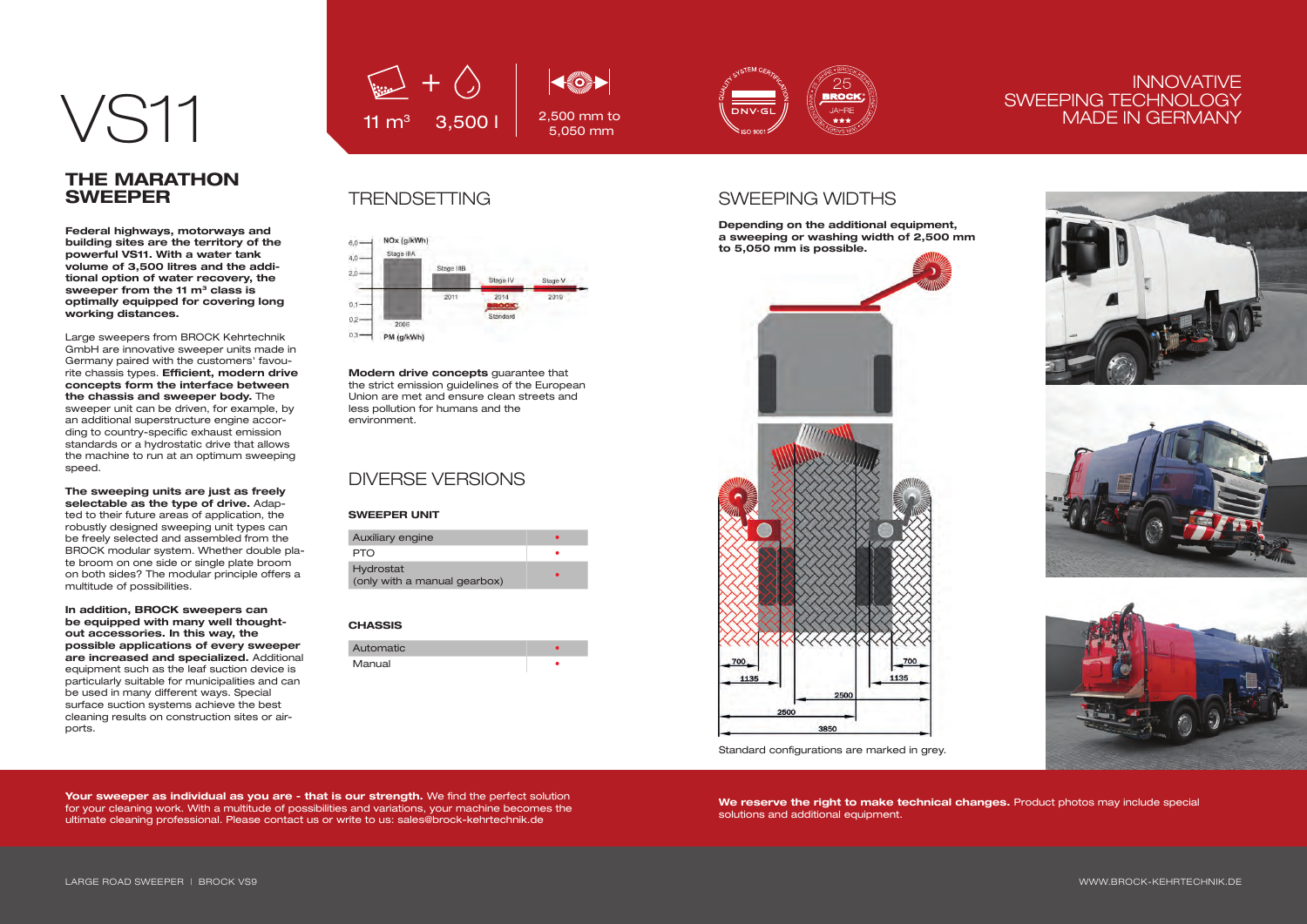# VS11

## THE MARATHON SWEEPER

11 m³ + 3,500 l

2,500 mm to 5,050 mm

INNOVATIVE SWEEPING TECHNOLOGY MADE IN GERMANY

**Federal highways, motorways and building sites are the territory of the powerful VS11. With a water tank volume of 3,500 litres and the additional option of water recovery, the sweeper from the 11 m³ class is optimally equipped for covering long working distances.**

Large sweepers from BROCK Kehrtechnik GmbH are innovative sweeper units made in Germany paired with the customers' favourite chassis types. **Efficient, modern drive concepts form the interface between the chassis and sweeper body.** The sweeper unit can be driven, for example, by an additional superstructure engine according to country-specific exhaust emission standards or a hydrostatic drive that allows the machine to run at an optimum sweeping speed.

**The sweeping units are just as freely selectable as the type of drive.** Adapted to their future areas of application, the robustly designed sweeping unit types can be freely selected and assembled from the BROCK modular system. Whether double plate broom on one side or single plate broom on both sides? The modular principle offers a multitude of possibilities.

**In addition, BROCK sweepers can be equipped with many well thought-out accessories. In this way, the possible applications of every sweeper are increased and specialized.** Additional equipment such as the leaf suction device is particularly suitable for municipalities and can be used in many different ways. Special surface suction systems achieve the best cleaning results on construction sites or airports.

## TRENDSETTING

NOx (g/kWh)
6,0
4,0
2,0
Stage IIIA
Stage IIIB
Stage IV
Stage V
2011
2014
2019
BROCK
Standard
0,1
0,2
0,3
2006
PM (g/kWh)

**Modern drive concepts** guarantee that the strict emission guidelines of the European Union are met and ensure clean streets and less pollution for humans and the environment.

## DIVERSE VERSIONS

### SWEEPER UNIT

| | |
|---|---|
| Auxiliary engine | • |
| PTO | • |
| Hydrostat (only with a manual gearbox) | • |

### CHASSIS

| | |
|---|---|
| Automatic | • |
| Manual | • |

## SWEEPING WIDTHS

**Depending on the additional equipment, a sweeping or washing width of 2,500 mm to 5,050 mm is possible.**

700
700
1135
1135
2500
2500
3850

Standard configurations are marked in grey.

**Your sweeper as individual as you are - that is our strength.** We find the perfect solution for your cleaning work. With a multitude of possibilities and variations, your machine becomes the ultimate cleaning professional. Please contact us or write to us: sales@brock-kehrtechnik.de

**We reserve the right to make technical changes.** Product photos may include special solutions and additional equipment.